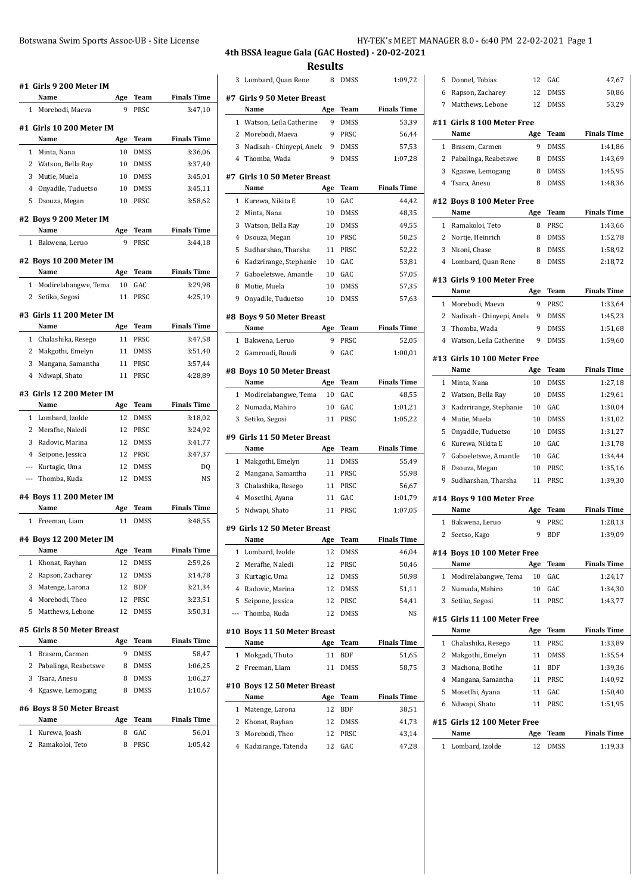# 4th BSSA league Gala (GAC Hosted) - 20-02-2021

## Results

### #1 Girls 9 200 Meter IM

| | Name | Age | Team | Finals Time |
|---|---|---|---|---|
| 1 | Morebodi, Maeva | 9 | PRSC | 3:47,10 |

### #1 Girls 10 200 Meter IM

| | Name | Age | Team | Finals Time |
|---|---|---|---|---|
| 1 | Minta, Nana | 10 | DMSS | 3:36,06 |
| 2 | Watson, Bella Ray | 10 | DMSS | 3:37,40 |
| 3 | Mutie, Muela | 10 | DMSS | 3:45,01 |
| 4 | Onyadile, Tuduetso | 10 | DMSS | 3:45,11 |
| 5 | Dsouza, Megan | 10 | PRSC | 3:58,62 |

### #2 Boys 9 200 Meter IM

| | Name | Age | Team | Finals Time |
|---|---|---|---|---|
| 1 | Bakwena, Leruo | 9 | PRSC | 3:44,18 |

### #2 Boys 10 200 Meter IM

| | Name | Age | Team | Finals Time |
|---|---|---|---|---|
| 1 | Modirelabangwe, Tema | 10 | GAC | 3:29,98 |
| 2 | Setiko, Segosi | 11 | PRSC | 4:25,19 |

### #3 Girls 11 200 Meter IM

| | Name | Age | Team | Finals Time |
|---|---|---|---|---|
| 1 | Chalashika, Resego | 11 | PRSC | 3:47,58 |
| 2 | Makgothi, Emelyn | 11 | DMSS | 3:51,40 |
| 3 | Mangana, Samantha | 11 | PRSC | 3:57,44 |
| 4 | Ndwapi, Shato | 11 | PRSC | 4:28,89 |

### #3 Girls 12 200 Meter IM

| | Name | Age | Team | Finals Time |
|---|---|---|---|---|
| 1 | Lombard, Izolde | 12 | DMSS | 3:18,02 |
| 2 | Merafhe, Naledi | 12 | PRSC | 3:24,92 |
| 3 | Radovic, Marina | 12 | DMSS | 3:41,77 |
| 4 | Seipone, Jessica | 12 | PRSC | 3:47,37 |
| --- | Kurtagic, Uma | 12 | DMSS | DQ |
| --- | Thomba, Kuda | 12 | DMSS | NS |

### #4 Boys 11 200 Meter IM

| | Name | Age | Team | Finals Time |
|---|---|---|---|---|
| 1 | Freeman, Liam | 11 | DMSS | 3:48,55 |

### #4 Boys 12 200 Meter IM

| | Name | Age | Team | Finals Time |
|---|---|---|---|---|
| 1 | Khonat, Rayhan | 12 | DMSS | 2:59,26 |
| 2 | Rapson, Zacharey | 12 | DMSS | 3:14,78 |
| 3 | Matenge, Larona | 12 | BDF | 3:21,34 |
| 4 | Morebodi, Theo | 12 | PRSC | 3:23,51 |
| 5 | Matthews, Lebone | 12 | DMSS | 3:50,31 |

### #5 Girls 8 50 Meter Breast

| | Name | Age | Team | Finals Time |
|---|---|---|---|---|
| 1 | Brasem, Carmen | 9 | DMSS | 58,47 |
| 2 | Pabalinga, Reabetswe | 8 | DMSS | 1:06,25 |
| 3 | Tsara, Anesu | 8 | DMSS | 1:06,27 |
| 4 | Kgaswe, Lemogang | 8 | DMSS | 1:10,67 |

### #6 Boys 8 50 Meter Breast

| | Name | Age | Team | Finals Time |
|---|---|---|---|---|
| 1 | Kurewa, Joash | 8 | GAC | 56,01 |
| 2 | Ramakoloi, Teto | 8 | PRSC | 1:05,42 |
| 3 | Lombard, Quan Rene | 8 | DMSS | 1:09,72 |

### #7 Girls 9 50 Meter Breast

| | Name | Age | Team | Finals Time |
|---|---|---|---|---|
| 1 | Watson, Leila Catherine | 9 | DMSS | 53,39 |
| 2 | Morebodi, Maeva | 9 | PRSC | 56,44 |
| 3 | Nadisah - Chinyepi, Anele | 9 | DMSS | 57,53 |
| 4 | Thomba, Wada | 9 | DMSS | 1:07,28 |

### #7 Girls 10 50 Meter Breast

| | Name | Age | Team | Finals Time |
|---|---|---|---|---|
| 1 | Kurewa, Nikita E | 10 | GAC | 44,42 |
| 2 | Minta, Nana | 10 | DMSS | 48,35 |
| 3 | Watson, Bella Ray | 10 | DMSS | 49,55 |
| 4 | Dsouza, Megan | 10 | PRSC | 50,25 |
| 5 | Sudharshan, Tharsha | 11 | PRSC | 52,22 |
| 6 | Kadzrirange, Stephanie | 10 | GAC | 53,81 |
| 7 | Gaboeletswe, Amantle | 10 | GAC | 57,05 |
| 8 | Mutie, Muela | 10 | DMSS | 57,35 |
| 9 | Onyadile, Tuduetso | 10 | DMSS | 57,63 |

### #8 Boys 9 50 Meter Breast

| | Name | Age | Team | Finals Time |
|---|---|---|---|---|
| 1 | Bakwena, Leruo | 9 | PRSC | 52,05 |
| 2 | Gamroudi, Roudi | 9 | GAC | 1:00,01 |

### #8 Boys 10 50 Meter Breast

| | Name | Age | Team | Finals Time |
|---|---|---|---|---|
| 1 | Modirelabangwe, Tema | 10 | GAC | 48,55 |
| 2 | Numada, Mahiro | 10 | GAC | 1:01,21 |
| 3 | Setiko, Segosi | 11 | PRSC | 1:05,22 |

### #9 Girls 11 50 Meter Breast

| | Name | Age | Team | Finals Time |
|---|---|---|---|---|
| 1 | Makgothi, Emelyn | 11 | DMSS | 55,49 |
| 2 | Mangana, Samantha | 11 | PRSC | 55,98 |
| 3 | Chalashika, Resego | 11 | PRSC | 56,67 |
| 4 | Mosetlhi, Ayana | 11 | GAC | 1:01,79 |
| 5 | Ndwapi, Shato | 11 | PRSC | 1:07,05 |

### #9 Girls 12 50 Meter Breast

| | Name | Age | Team | Finals Time |
|---|---|---|---|---|
| 1 | Lombard, Izolde | 12 | DMSS | 46,04 |
| 2 | Merafhe, Naledi | 12 | PRSC | 50,46 |
| 3 | Kurtagic, Uma | 12 | DMSS | 50,98 |
| 4 | Radovic, Marina | 12 | DMSS | 51,11 |
| 5 | Seipone, Jessica | 12 | PRSC | 54,41 |
| --- | Thomba, Kuda | 12 | DMSS | NS |

### #10 Boys 11 50 Meter Breast

| | Name | Age | Team | Finals Time |
|---|---|---|---|---|
| 1 | Mokgadi, Thuto | 11 | BDF | 51,65 |
| 2 | Freeman, Liam | 11 | DMSS | 58,75 |

### #10 Boys 12 50 Meter Breast

| | Name | Age | Team | Finals Time |
|---|---|---|---|---|
| 1 | Matenge, Larona | 12 | BDF | 38,51 |
| 2 | Khonat, Rayhan | 12 | DMSS | 41,73 |
| 3 | Morebodi, Theo | 12 | PRSC | 43,14 |
| 4 | Kadzirange, Tatenda | 12 | GAC | 47,28 |
| 5 | Donnel, Tobias | 12 | GAC | 47,67 |
| 6 | Rapson, Zacharey | 12 | DMSS | 50,86 |
| 7 | Matthews, Lebone | 12 | DMSS | 53,29 |

### #11 Girls 8 100 Meter Free

| | Name | Age | Team | Finals Time |
|---|---|---|---|---|
| 1 | Brasem, Carmen | 9 | DMSS | 1:41,86 |
| 2 | Pabalinga, Reabetswe | 8 | DMSS | 1:43,69 |
| 3 | Kgaswe, Lemogang | 8 | DMSS | 1:45,95 |
| 4 | Tsara, Anesu | 8 | DMSS | 1:48,36 |

### #12 Boys 8 100 Meter Free

| | Name | Age | Team | Finals Time |
|---|---|---|---|---|
| 1 | Ramakoloi, Teto | 8 | PRSC | 1:43,66 |
| 2 | Nortje, Heinrich | 8 | DMSS | 1:52,78 |
| 3 | Nkoni, Chase | 8 | DMSS | 1:58,92 |
| 4 | Lombard, Quan Rene | 8 | DMSS | 2:18,72 |

### #13 Girls 9 100 Meter Free

| | Name | Age | Team | Finals Time |
|---|---|---|---|---|
| 1 | Morebodi, Maeva | 9 | PRSC | 1:33,64 |
| 2 | Nadisah - Chinyepi, Anele | 9 | DMSS | 1:45,23 |
| 3 | Thomba, Wada | 9 | DMSS | 1:51,68 |
| 4 | Watson, Leila Catherine | 9 | DMSS | 1:59,60 |

### #13 Girls 10 100 Meter Free

| | Name | Age | Team | Finals Time |
|---|---|---|---|---|
| 1 | Minta, Nana | 10 | DMSS | 1:27,18 |
| 2 | Watson, Bella Ray | 10 | DMSS | 1:29,61 |
| 3 | Kadzrirange, Stephanie | 10 | GAC | 1:30,04 |
| 4 | Mutie, Muela | 10 | DMSS | 1:31,02 |
| 5 | Onyadile, Tuduetso | 10 | DMSS | 1:31,27 |
| 6 | Kurewa, Nikita E | 10 | GAC | 1:31,78 |
| 7 | Gaboeletswe, Amantle | 10 | GAC | 1:34,44 |
| 8 | Dsouza, Megan | 10 | PRSC | 1:35,16 |
| 9 | Sudharshan, Tharsha | 11 | PRSC | 1:39,30 |

### #14 Boys 9 100 Meter Free

| | Name | Age | Team | Finals Time |
|---|---|---|---|---|
| 1 | Bakwena, Leruo | 9 | PRSC | 1:28,13 |
| 2 | Seetso, Kago | 9 | BDF | 1:39,09 |

### #14 Boys 10 100 Meter Free

| | Name | Age | Team | Finals Time |
|---|---|---|---|---|
| 1 | Modirelabangwe, Tema | 10 | GAC | 1:24,17 |
| 2 | Numada, Mahiro | 10 | GAC | 1:34,30 |
| 3 | Setiko, Segosi | 11 | PRSC | 1:43,77 |

### #15 Girls 11 100 Meter Free

| | Name | Age | Team | Finals Time |
|---|---|---|---|---|
| 1 | Chalashika, Resego | 11 | PRSC | 1:33,89 |
| 2 | Makgothi, Emelyn | 11 | DMSS | 1:35,54 |
| 3 | Machona, Botlhe | 11 | BDF | 1:39,36 |
| 4 | Mangana, Samantha | 11 | PRSC | 1:40,92 |
| 5 | Mosetlhi, Ayana | 11 | GAC | 1:50,40 |
| 6 | Ndwapi, Shato | 11 | PRSC | 1:51,95 |

### #15 Girls 12 100 Meter Free

| | Name | Age | Team | Finals Time |
|---|---|---|---|---|
| 1 | Lombard, Izolde | 12 | DMSS | 1:19,33 |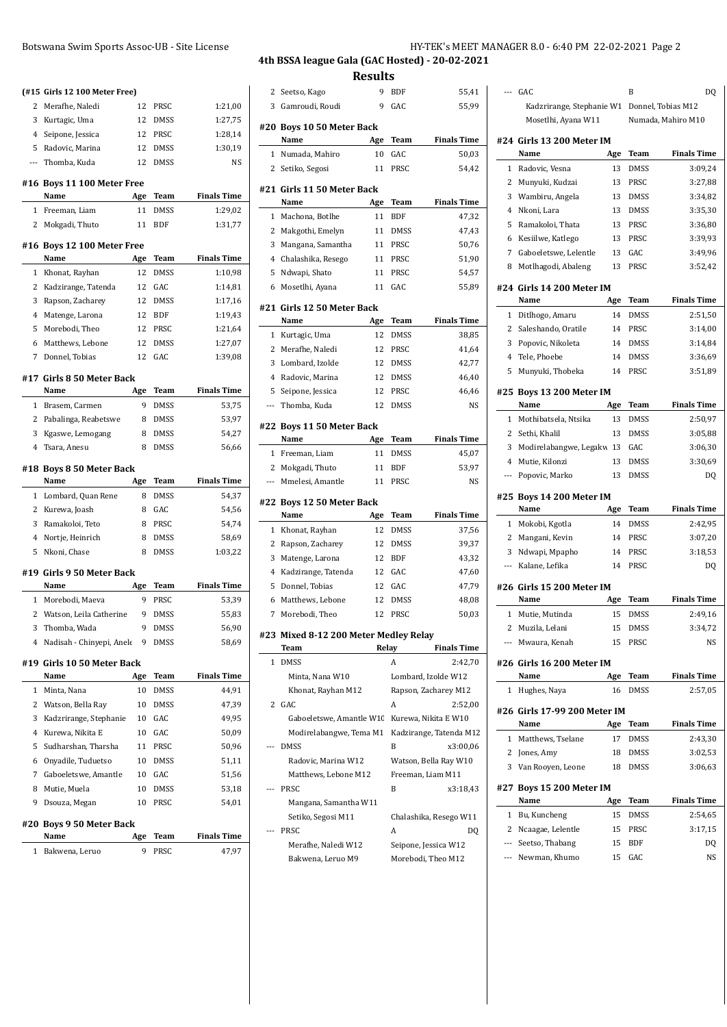## 4th BSSA league Gala (GAC Hosted) - 20-02-2021

## Results

### (#15 Girls 12 100 Meter Free)

| | Name | Age | Team | Finals Time |
|---|---|---|---|---|
| 2 | Merafhe, Naledi | 12 | PRSC | 1:21,00 |
| 3 | Kurtagic, Uma | 12 | DMSS | 1:27,75 |
| 4 | Seipone, Jessica | 12 | PRSC | 1:28,14 |
| 5 | Radovic, Marina | 12 | DMSS | 1:30,19 |
| --- | Thomba, Kuda | 12 | DMSS | NS |

### #16 Boys 11 100 Meter Free

| | Name | Age | Team | Finals Time |
|---|---|---|---|---|
| 1 | Freeman, Liam | 11 | DMSS | 1:29,02 |
| 2 | Mokgadi, Thuto | 11 | BDF | 1:31,77 |

### #16 Boys 12 100 Meter Free

| | Name | Age | Team | Finals Time |
|---|---|---|---|---|
| 1 | Khonat, Rayhan | 12 | DMSS | 1:10,98 |
| 2 | Kadzirange, Tatenda | 12 | GAC | 1:14,81 |
| 3 | Rapson, Zacharey | 12 | DMSS | 1:17,16 |
| 4 | Matenge, Larona | 12 | BDF | 1:19,43 |
| 5 | Morebodi, Theo | 12 | PRSC | 1:21,64 |
| 6 | Matthews, Lebone | 12 | DMSS | 1:27,07 |
| 7 | Donnel, Tobias | 12 | GAC | 1:39,08 |

### #17 Girls 8 50 Meter Back

| | Name | Age | Team | Finals Time |
|---|---|---|---|---|
| 1 | Brasem, Carmen | 9 | DMSS | 53,75 |
| 2 | Pabalinga, Reabetswe | 8 | DMSS | 53,97 |
| 3 | Kgaswe, Lemogang | 8 | DMSS | 54,27 |
| 4 | Tsara, Anesu | 8 | DMSS | 56,66 |

### #18 Boys 8 50 Meter Back

| | Name | Age | Team | Finals Time |
|---|---|---|---|---|
| 1 | Lombard, Quan Rene | 8 | DMSS | 54,37 |
| 2 | Kurewa, Joash | 8 | GAC | 54,56 |
| 3 | Ramakoloi, Teto | 8 | PRSC | 54,74 |
| 4 | Nortje, Heinrich | 8 | DMSS | 58,69 |
| 5 | Nkoni, Chase | 8 | DMSS | 1:03,22 |

### #19 Girls 9 50 Meter Back

| | Name | Age | Team | Finals Time |
|---|---|---|---|---|
| 1 | Morebodi, Maeva | 9 | PRSC | 53,39 |
| 2 | Watson, Leila Catherine | 9 | DMSS | 55,83 |
| 3 | Thomba, Wada | 9 | DMSS | 56,90 |
| 4 | Nadisah - Chinyepi, Anele | 9 | DMSS | 58,69 |

### #19 Girls 10 50 Meter Back

| | Name | Age | Team | Finals Time |
|---|---|---|---|---|
| 1 | Minta, Nana | 10 | DMSS | 44,91 |
| 2 | Watson, Bella Ray | 10 | DMSS | 47,39 |
| 3 | Kadzrirange, Stephanie | 10 | GAC | 49,95 |
| 4 | Kurewa, Nikita E | 10 | GAC | 50,09 |
| 5 | Sudharshan, Tharsha | 11 | PRSC | 50,96 |
| 6 | Onyadile, Tuduetso | 10 | DMSS | 51,11 |
| 7 | Gaboeletswe, Amantle | 10 | GAC | 51,56 |
| 8 | Mutie, Muela | 10 | DMSS | 53,18 |
| 9 | Dsouza, Megan | 10 | PRSC | 54,01 |

### #20 Boys 9 50 Meter Back

| | Name | Age | Team | Finals Time |
|---|---|---|---|---|
| 1 | Bakwena, Leruo | 9 | PRSC | 47,97 |
| 2 | Seetso, Kago | 9 | BDF | 55,41 |
| 3 | Gamroudi, Roudi | 9 | GAC | 55,99 |

### #20 Boys 10 50 Meter Back

| | Name | Age | Team | Finals Time |
|---|---|---|---|---|
| 1 | Numada, Mahiro | 10 | GAC | 50,03 |
| 2 | Setiko, Segosi | 11 | PRSC | 54,42 |

### #21 Girls 11 50 Meter Back

| | Name | Age | Team | Finals Time |
|---|---|---|---|---|
| 1 | Machona, Botlhe | 11 | BDF | 47,32 |
| 2 | Makgothi, Emelyn | 11 | DMSS | 47,43 |
| 3 | Mangana, Samantha | 11 | PRSC | 50,76 |
| 4 | Chalashika, Resego | 11 | PRSC | 51,90 |
| 5 | Ndwapi, Shato | 11 | PRSC | 54,57 |
| 6 | Mosetlhi, Ayana | 11 | GAC | 55,89 |

### #21 Girls 12 50 Meter Back

| | Name | Age | Team | Finals Time |
|---|---|---|---|---|
| 1 | Kurtagic, Uma | 12 | DMSS | 38,85 |
| 2 | Merafhe, Naledi | 12 | PRSC | 41,64 |
| 3 | Lombard, Izolde | 12 | DMSS | 42,77 |
| 4 | Radovic, Marina | 12 | DMSS | 46,40 |
| 5 | Seipone, Jessica | 12 | PRSC | 46,46 |
| --- | Thomba, Kuda | 12 | DMSS | NS |

### #22 Boys 11 50 Meter Back

| | Name | Age | Team | Finals Time |
|---|---|---|---|---|
| 1 | Freeman, Liam | 11 | DMSS | 45,07 |
| 2 | Mokgadi, Thuto | 11 | BDF | 53,97 |
| --- | Mmelesi, Amantle | 11 | PRSC | NS |

### #22 Boys 12 50 Meter Back

| | Name | Age | Team | Finals Time |
|---|---|---|---|---|
| 1 | Khonat, Rayhan | 12 | DMSS | 37,56 |
| 2 | Rapson, Zacharey | 12 | DMSS | 39,37 |
| 3 | Matenge, Larona | 12 | BDF | 43,32 |
| 4 | Kadzirange, Tatenda | 12 | GAC | 47,60 |
| 5 | Donnel, Tobias | 12 | GAC | 47,79 |
| 6 | Matthews, Lebone | 12 | DMSS | 48,08 |
| 7 | Morebodi, Theo | 12 | PRSC | 50,03 |

### #23 Mixed 8-12 200 Meter Medley Relay

| | Team | Relay | Finals Time |
|---|---|---|---|
| 1 | DMSS | A | 2:42,70 |
| | Minta, Nana W10 | Lombard, Izolde W12 | |
| | Khonat, Rayhan M12 | Rapson, Zacharey M12 | |
| 2 | GAC | A | 2:52,00 |
| | Gaboeletswe, Amantle W10 | Kurewa, Nikita E W10 | |
| | Modirelabangwe, Tema M1 | Kadzirange, Tatenda M12 | |
| --- | DMSS | B | x3:00,06 |
| | Radovic, Marina W12 | Watson, Bella Ray W10 | |
| | Matthews, Lebone M12 | Freeman, Liam M11 | |
| --- | PRSC | B | x3:18,43 |
| | Mangana, Samantha W11 | | |
| | Setiko, Segosi M11 | Chalashika, Resego W11 | |
| --- | PRSC | A | DQ |
| | Merafhe, Naledi W12 | Seipone, Jessica W12 | |
| | Bakwena, Leruo M9 | Morebodi, Theo M12 | |
| --- | GAC | B | DQ |
| | Kadzrirange, Stephanie W1 | Donnel, Tobias M12 | |
| | Mosetlhi, Ayana W11 | Numada, Mahiro M10 | |

### #24 Girls 13 200 Meter IM

| | Name | Age | Team | Finals Time |
|---|---|---|---|---|
| 1 | Radovic, Vesna | 13 | DMSS | 3:09,24 |
| 2 | Munyuki, Kudzai | 13 | PRSC | 3:27,88 |
| 3 | Wambiru, Angela | 13 | DMSS | 3:34,82 |
| 4 | Nkoni, Lara | 13 | DMSS | 3:35,30 |
| 5 | Ramakoloi, Thata | 13 | PRSC | 3:36,80 |
| 6 | Kesiilwe, Katlego | 13 | PRSC | 3:39,93 |
| 7 | Gaboeletswe, Lelentle | 13 | GAC | 3:49,96 |
| 8 | Motlhagodi, Abaleng | 13 | PRSC | 3:52,42 |

### #24 Girls 14 200 Meter IM

| | Name | Age | Team | Finals Time |
|---|---|---|---|---|
| 1 | Ditlhogo, Amaru | 14 | DMSS | 2:51,50 |
| 2 | Saleshando, Oratile | 14 | PRSC | 3:14,00 |
| 3 | Popovic, Nikoleta | 14 | DMSS | 3:14,84 |
| 4 | Tele, Phoebe | 14 | DMSS | 3:36,69 |
| 5 | Munyuki, Thobeka | 14 | PRSC | 3:51,89 |

### #25 Boys 13 200 Meter IM

| | Name | Age | Team | Finals Time |
|---|---|---|---|---|
| 1 | Mothibatsela, Ntsika | 13 | DMSS | 2:50,97 |
| 2 | Sethi, Khalil | 13 | DMSS | 3:05,88 |
| 3 | Modirelabangwe, Legakw | 13 | GAC | 3:06,30 |
| 4 | Mutie, Kilonzi | 13 | DMSS | 3:30,69 |
| --- | Popovic, Marko | 13 | DMSS | DQ |

### #25 Boys 14 200 Meter IM

| | Name | Age | Team | Finals Time |
|---|---|---|---|---|
| 1 | Mokobi, Kgotla | 14 | DMSS | 2:42,95 |
| 2 | Mangani, Kevin | 14 | PRSC | 3:07,20 |
| 3 | Ndwapi, Mpapho | 14 | PRSC | 3:18,53 |
| --- | Kalane, Lefika | 14 | PRSC | DQ |

### #26 Girls 15 200 Meter IM

| | Name | Age | Team | Finals Time |
|---|---|---|---|---|
| 1 | Mutie, Mutinda | 15 | DMSS | 2:49,16 |
| 2 | Muzila, Lelani | 15 | DMSS | 3:34,72 |
| --- | Mwaura, Kenah | 15 | PRSC | NS |

### #26 Girls 16 200 Meter IM

| | Name | Age | Team | Finals Time |
|---|---|---|---|---|
| 1 | Hughes, Naya | 16 | DMSS | 2:57,05 |

### #26 Girls 17-99 200 Meter IM

| | Name | Age | Team | Finals Time |
|---|---|---|---|---|
| 1 | Matthews, Tselane | 17 | DMSS | 2:43,30 |
| 2 | Jones, Amy | 18 | DMSS | 3:02,53 |
| 3 | Van Rooyen, Leone | 18 | DMSS | 3:06,63 |

### #27 Boys 15 200 Meter IM

| | Name | Age | Team | Finals Time |
|---|---|---|---|---|
| 1 | Bu, Kuncheng | 15 | DMSS | 2:54,65 |
| 2 | Ncaagae, Lelentle | 15 | PRSC | 3:17,15 |
| --- | Seetso, Thabang | 15 | BDF | DQ |
| --- | Newman, Khumo | 15 | GAC | NS |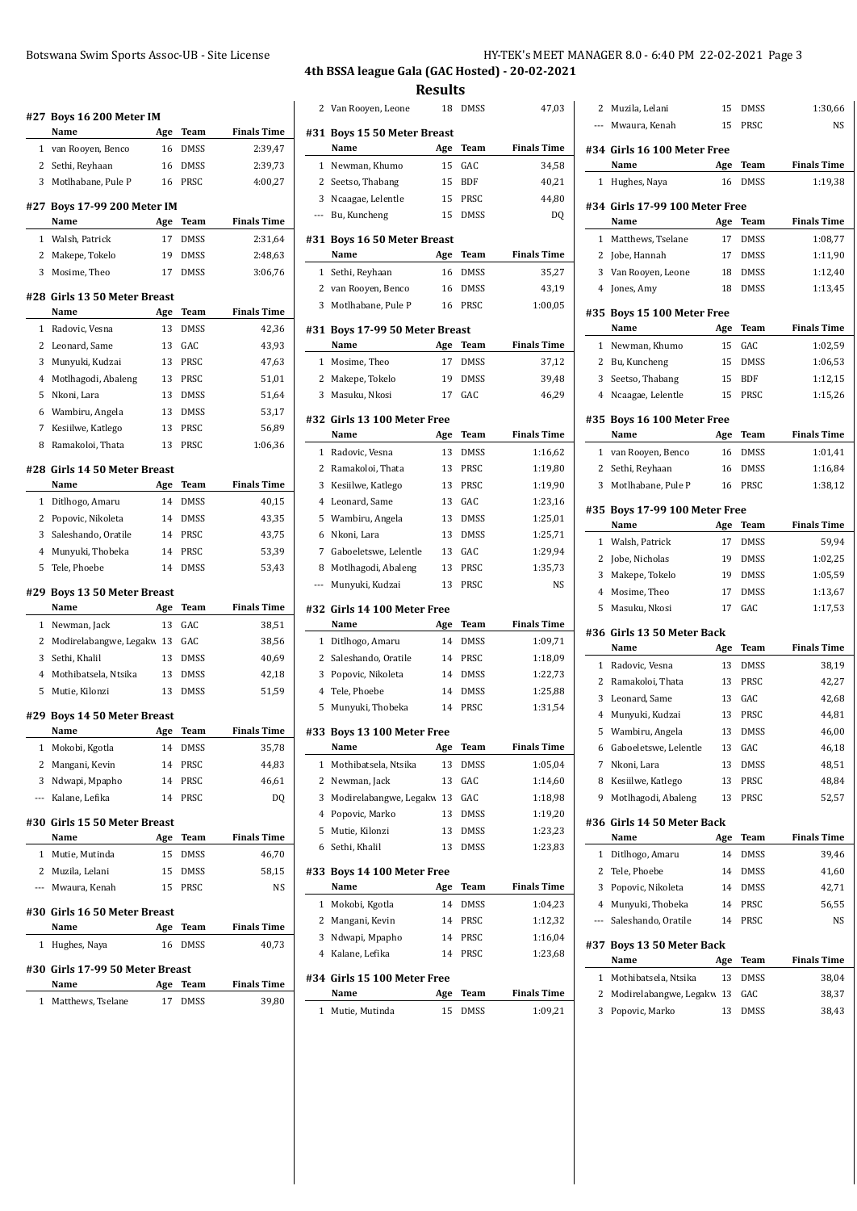# 4th BSSA league Gala (GAC Hosted) - 20-02-2021

## Results

### #27 Boys 16 200 Meter IM

| | Name | Age | Team | Finals Time |
|---|---|---|---|---|
| 1 | van Rooyen, Benco | 16 | DMSS | 2:39,47 |
| 2 | Sethi, Reyhaan | 16 | DMSS | 2:39,73 |
| 3 | Motlhabane, Pule P | 16 | PRSC | 4:00,27 |

### #27 Boys 17-99 200 Meter IM

| | Name | Age | Team | Finals Time |
|---|---|---|---|---|
| 1 | Walsh, Patrick | 17 | DMSS | 2:31,64 |
| 2 | Makepe, Tokelo | 19 | DMSS | 2:48,63 |
| 3 | Mosime, Theo | 17 | DMSS | 3:06,76 |

### #28 Girls 13 50 Meter Breast

| | Name | Age | Team | Finals Time |
|---|---|---|---|---|
| 1 | Radovic, Vesna | 13 | DMSS | 42,36 |
| 2 | Leonard, Same | 13 | GAC | 43,93 |
| 3 | Munyuki, Kudzai | 13 | PRSC | 47,63 |
| 4 | Motlhagodi, Abaleng | 13 | PRSC | 51,01 |
| 5 | Nkoni, Lara | 13 | DMSS | 51,64 |
| 6 | Wambiru, Angela | 13 | DMSS | 53,17 |
| 7 | Kesiilwe, Katlego | 13 | PRSC | 56,89 |
| 8 | Ramakoloi, Thata | 13 | PRSC | 1:06,36 |

### #28 Girls 14 50 Meter Breast

| | Name | Age | Team | Finals Time |
|---|---|---|---|---|
| 1 | Ditlhogo, Amaru | 14 | DMSS | 40,15 |
| 2 | Popovic, Nikoleta | 14 | DMSS | 43,35 |
| 3 | Saleshando, Oratile | 14 | PRSC | 43,75 |
| 4 | Munyuki, Thobeka | 14 | PRSC | 53,39 |
| 5 | Tele, Phoebe | 14 | DMSS | 53,43 |

### #29 Boys 13 50 Meter Breast

| | Name | Age | Team | Finals Time |
|---|---|---|---|---|
| 1 | Newman, Jack | 13 | GAC | 38,51 |
| 2 | Modirelabangwe, Legakw | 13 | GAC | 38,56 |
| 3 | Sethi, Khalil | 13 | DMSS | 40,69 |
| 4 | Mothibatsela, Ntsika | 13 | DMSS | 42,18 |
| 5 | Mutie, Kilonzi | 13 | DMSS | 51,59 |

### #29 Boys 14 50 Meter Breast

| | Name | Age | Team | Finals Time |
|---|---|---|---|---|
| 1 | Mokobi, Kgotla | 14 | DMSS | 35,78 |
| 2 | Mangani, Kevin | 14 | PRSC | 44,83 |
| 3 | Ndwapi, Mpapho | 14 | PRSC | 46,61 |
| --- | Kalane, Lefika | 14 | PRSC | DQ |

### #30 Girls 15 50 Meter Breast

| | Name | Age | Team | Finals Time |
|---|---|---|---|---|
| 1 | Mutie, Mutinda | 15 | DMSS | 46,70 |
| 2 | Muzila, Lelani | 15 | DMSS | 58,15 |
| --- | Mwaura, Kenah | 15 | PRSC | NS |

### #30 Girls 16 50 Meter Breast

| | Name | Age | Team | Finals Time |
|---|---|---|---|---|
| 1 | Hughes, Naya | 16 | DMSS | 40,73 |

### #30 Girls 17-99 50 Meter Breast

| | Name | Age | Team | Finals Time |
|---|---|---|---|---|
| 1 | Matthews, Tselane | 17 | DMSS | 39,80 |
| 2 | Van Rooyen, Leone | 18 | DMSS | 47,03 |

### #31 Boys 15 50 Meter Breast

| | Name | Age | Team | Finals Time |
|---|---|---|---|---|
| 1 | Newman, Khumo | 15 | GAC | 34,58 |
| 2 | Seetso, Thabang | 15 | BDF | 40,21 |
| 3 | Ncaagae, Lelentle | 15 | PRSC | 44,80 |
| --- | Bu, Kuncheng | 15 | DMSS | DQ |

### #31 Boys 16 50 Meter Breast

| | Name | Age | Team | Finals Time |
|---|---|---|---|---|
| 1 | Sethi, Reyhaan | 16 | DMSS | 35,27 |
| 2 | van Rooyen, Benco | 16 | DMSS | 43,19 |
| 3 | Motlhabane, Pule P | 16 | PRSC | 1:00,05 |

### #31 Boys 17-99 50 Meter Breast

| | Name | Age | Team | Finals Time |
|---|---|---|---|---|
| 1 | Mosime, Theo | 17 | DMSS | 37,12 |
| 2 | Makepe, Tokelo | 19 | DMSS | 39,48 |
| 3 | Masuku, Nkosi | 17 | GAC | 46,29 |

### #32 Girls 13 100 Meter Free

| | Name | Age | Team | Finals Time |
|---|---|---|---|---|
| 1 | Radovic, Vesna | 13 | DMSS | 1:16,62 |
| 2 | Ramakoloi, Thata | 13 | PRSC | 1:19,80 |
| 3 | Kesiilwe, Katlego | 13 | PRSC | 1:19,90 |
| 4 | Leonard, Same | 13 | GAC | 1:23,16 |
| 5 | Wambiru, Angela | 13 | DMSS | 1:25,01 |
| 6 | Nkoni, Lara | 13 | DMSS | 1:25,71 |
| 7 | Gaboeletswe, Lelentle | 13 | GAC | 1:29,94 |
| 8 | Motlhagodi, Abaleng | 13 | PRSC | 1:35,73 |
| --- | Munyuki, Kudzai | 13 | PRSC | NS |

### #32 Girls 14 100 Meter Free

| | Name | Age | Team | Finals Time |
|---|---|---|---|---|
| 1 | Ditlhogo, Amaru | 14 | DMSS | 1:09,71 |
| 2 | Saleshando, Oratile | 14 | PRSC | 1:18,09 |
| 3 | Popovic, Nikoleta | 14 | DMSS | 1:22,73 |
| 4 | Tele, Phoebe | 14 | DMSS | 1:25,88 |
| 5 | Munyuki, Thobeka | 14 | PRSC | 1:31,54 |

### #33 Boys 13 100 Meter Free

| | Name | Age | Team | Finals Time |
|---|---|---|---|---|
| 1 | Mothibatsela, Ntsika | 13 | DMSS | 1:05,04 |
| 2 | Newman, Jack | 13 | GAC | 1:14,60 |
| 3 | Modirelabangwe, Legakw | 13 | GAC | 1:18,98 |
| 4 | Popovic, Marko | 13 | DMSS | 1:19,20 |
| 5 | Mutie, Kilonzi | 13 | DMSS | 1:23,23 |
| 6 | Sethi, Khalil | 13 | DMSS | 1:23,83 |

### #33 Boys 14 100 Meter Free

| | Name | Age | Team | Finals Time |
|---|---|---|---|---|
| 1 | Mokobi, Kgotla | 14 | DMSS | 1:04,23 |
| 2 | Mangani, Kevin | 14 | PRSC | 1:12,32 |
| 3 | Ndwapi, Mpapho | 14 | PRSC | 1:16,04 |
| 4 | Kalane, Lefika | 14 | PRSC | 1:23,68 |

### #34 Girls 15 100 Meter Free

| | Name | Age | Team | Finals Time |
|---|---|---|---|---|
| 1 | Mutie, Mutinda | 15 | DMSS | 1:09,21 |
| 2 | Muzila, Lelani | 15 | DMSS | 1:30,66 |
| --- | Mwaura, Kenah | 15 | PRSC | NS |

### #34 Girls 16 100 Meter Free

| | Name | Age | Team | Finals Time |
|---|---|---|---|---|
| 1 | Hughes, Naya | 16 | DMSS | 1:19,38 |

### #34 Girls 17-99 100 Meter Free

| | Name | Age | Team | Finals Time |
|---|---|---|---|---|
| 1 | Matthews, Tselane | 17 | DMSS | 1:08,77 |
| 2 | Jobe, Hannah | 17 | DMSS | 1:11,90 |
| 3 | Van Rooyen, Leone | 18 | DMSS | 1:12,40 |
| 4 | Jones, Amy | 18 | DMSS | 1:13,45 |

### #35 Boys 15 100 Meter Free

| | Name | Age | Team | Finals Time |
|---|---|---|---|---|
| 1 | Newman, Khumo | 15 | GAC | 1:02,59 |
| 2 | Bu, Kuncheng | 15 | DMSS | 1:06,53 |
| 3 | Seetso, Thabang | 15 | BDF | 1:12,15 |
| 4 | Ncaagae, Lelentle | 15 | PRSC | 1:15,26 |

### #35 Boys 16 100 Meter Free

| | Name | Age | Team | Finals Time |
|---|---|---|---|---|
| 1 | van Rooyen, Benco | 16 | DMSS | 1:01,41 |
| 2 | Sethi, Reyhaan | 16 | DMSS | 1:16,84 |
| 3 | Motlhabane, Pule P | 16 | PRSC | 1:38,12 |

### #35 Boys 17-99 100 Meter Free

| | Name | Age | Team | Finals Time |
|---|---|---|---|---|
| 1 | Walsh, Patrick | 17 | DMSS | 59,94 |
| 2 | Jobe, Nicholas | 19 | DMSS | 1:02,25 |
| 3 | Makepe, Tokelo | 19 | DMSS | 1:05,59 |
| 4 | Mosime, Theo | 17 | DMSS | 1:13,67 |
| 5 | Masuku, Nkosi | 17 | GAC | 1:17,53 |

### #36 Girls 13 50 Meter Back

| | Name | Age | Team | Finals Time |
|---|---|---|---|---|
| 1 | Radovic, Vesna | 13 | DMSS | 38,19 |
| 2 | Ramakoloi, Thata | 13 | PRSC | 42,27 |
| 3 | Leonard, Same | 13 | GAC | 42,68 |
| 4 | Munyuki, Kudzai | 13 | PRSC | 44,81 |
| 5 | Wambiru, Angela | 13 | DMSS | 46,00 |
| 6 | Gaboeletswe, Lelentle | 13 | GAC | 46,18 |
| 7 | Nkoni, Lara | 13 | DMSS | 48,51 |
| 8 | Kesiilwe, Katlego | 13 | PRSC | 48,84 |
| 9 | Motlhagodi, Abaleng | 13 | PRSC | 52,57 |

### #36 Girls 14 50 Meter Back

| | Name | Age | Team | Finals Time |
|---|---|---|---|---|
| 1 | Ditlhogo, Amaru | 14 | DMSS | 39,46 |
| 2 | Tele, Phoebe | 14 | DMSS | 41,60 |
| 3 | Popovic, Nikoleta | 14 | DMSS | 42,71 |
| 4 | Munyuki, Thobeka | 14 | PRSC | 56,55 |
| --- | Saleshando, Oratile | 14 | PRSC | NS |

### #37 Boys 13 50 Meter Back

| | Name | Age | Team | Finals Time |
|---|---|---|---|---|
| 1 | Mothibatsela, Ntsika | 13 | DMSS | 38,04 |
| 2 | Modirelabangwe, Legakw | 13 | GAC | 38,37 |
| 3 | Popovic, Marko | 13 | DMSS | 38,43 |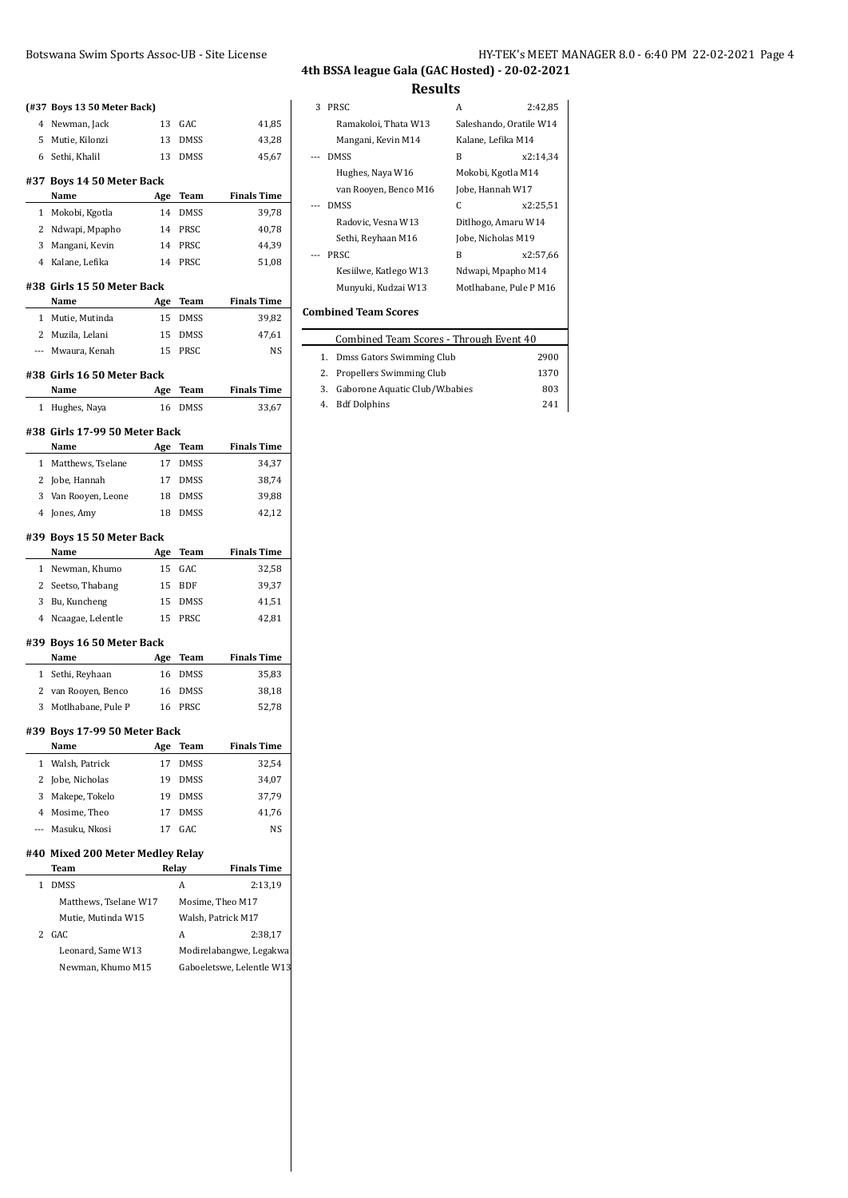## 4th BSSA league Gala (GAC Hosted) - 20-02-2021

## Results

### (#37 Boys 13 50 Meter Back)

| | Name | Age | Team | Finals Time |
|---|---|---|---|---|
| 4 | Newman, Jack | 13 | GAC | 41,85 |
| 5 | Mutie, Kilonzi | 13 | DMSS | 43,28 |
| 6 | Sethi, Khalil | 13 | DMSS | 45,67 |

### #37 Boys 14 50 Meter Back

| | Name | Age | Team | Finals Time |
|---|---|---|---|---|
| 1 | Mokobi, Kgotla | 14 | DMSS | 39,78 |
| 2 | Ndwapi, Mpapho | 14 | PRSC | 40,78 |
| 3 | Mangani, Kevin | 14 | PRSC | 44,39 |
| 4 | Kalane, Lefika | 14 | PRSC | 51,08 |

### #38 Girls 15 50 Meter Back

| | Name | Age | Team | Finals Time |
|---|---|---|---|---|
| 1 | Mutie, Mutinda | 15 | DMSS | 39,82 |
| 2 | Muzila, Lelani | 15 | DMSS | 47,61 |
| --- | Mwaura, Kenah | 15 | PRSC | NS |

### #38 Girls 16 50 Meter Back

| | Name | Age | Team | Finals Time |
|---|---|---|---|---|
| 1 | Hughes, Naya | 16 | DMSS | 33,67 |

### #38 Girls 17-99 50 Meter Back

| | Name | Age | Team | Finals Time |
|---|---|---|---|---|
| 1 | Matthews, Tselane | 17 | DMSS | 34,37 |
| 2 | Jobe, Hannah | 17 | DMSS | 38,74 |
| 3 | Van Rooyen, Leone | 18 | DMSS | 39,88 |
| 4 | Jones, Amy | 18 | DMSS | 42,12 |

### #39 Boys 15 50 Meter Back

| | Name | Age | Team | Finals Time |
|---|---|---|---|---|
| 1 | Newman, Khumo | 15 | GAC | 32,58 |
| 2 | Seetso, Thabang | 15 | BDF | 39,37 |
| 3 | Bu, Kuncheng | 15 | DMSS | 41,51 |
| 4 | Ncaagae, Lelentle | 15 | PRSC | 42,81 |

### #39 Boys 16 50 Meter Back

| | Name | Age | Team | Finals Time |
|---|---|---|---|---|
| 1 | Sethi, Reyhaan | 16 | DMSS | 35,83 |
| 2 | van Rooyen, Benco | 16 | DMSS | 38,18 |
| 3 | Motlhabane, Pule P | 16 | PRSC | 52,78 |

### #39 Boys 17-99 50 Meter Back

| | Name | Age | Team | Finals Time |
|---|---|---|---|---|
| 1 | Walsh, Patrick | 17 | DMSS | 32,54 |
| 2 | Jobe, Nicholas | 19 | DMSS | 34,07 |
| 3 | Makepe, Tokelo | 19 | DMSS | 37,79 |
| 4 | Mosime, Theo | 17 | DMSS | 41,76 |
| --- | Masuku, Nkosi | 17 | GAC | NS |

### #40 Mixed 200 Meter Medley Relay

| | Team | Relay | Finals Time |
|---|---|---|---|
| 1 | DMSS | A | 2:13,19 |
| | Matthews, Tselane W17 | Mosime, Theo M17 | |
| | Mutie, Mutinda W15 | Walsh, Patrick M17 | |
| 2 | GAC | A | 2:38,17 |
| | Leonard, Same W13 | Modirelabangwe, Legakwa | |
| | Newman, Khumo M15 | Gaboeletswe, Lelentle W13 | |
| 3 | PRSC | A | 2:42,85 |
| | Ramakoloi, Thata W13 | Saleshando, Oratile W14 | |
| | Mangani, Kevin M14 | Kalane, Lefika M14 | |
| --- | DMSS | B | x2:14,34 |
| | Hughes, Naya W16 | Mokobi, Kgotla M14 | |
| | van Rooyen, Benco M16 | Jobe, Hannah W17 | |
| --- | DMSS | C | x2:25,51 |
| | Radovic, Vesna W13 | Ditlhogo, Amaru W14 | |
| | Sethi, Reyhaan M16 | Jobe, Nicholas M19 | |
| --- | PRSC | B | x2:57,66 |
| | Kesiilwe, Katlego W13 | Ndwapi, Mpapho M14 | |
| | Munyuki, Kudzai W13 | Motlhabane, Pule P M16 | |

### Combined Team Scores

| | Combined Team Scores - Through Event 40 | |
|---|---|---|
| 1. | Dmss Gators Swimming Club | 2900 |
| 2. | Propellers Swimming Club | 1370 |
| 3. | Gaborone Aquatic Club/W.babies | 803 |
| 4. | Bdf Dolphins | 241 |